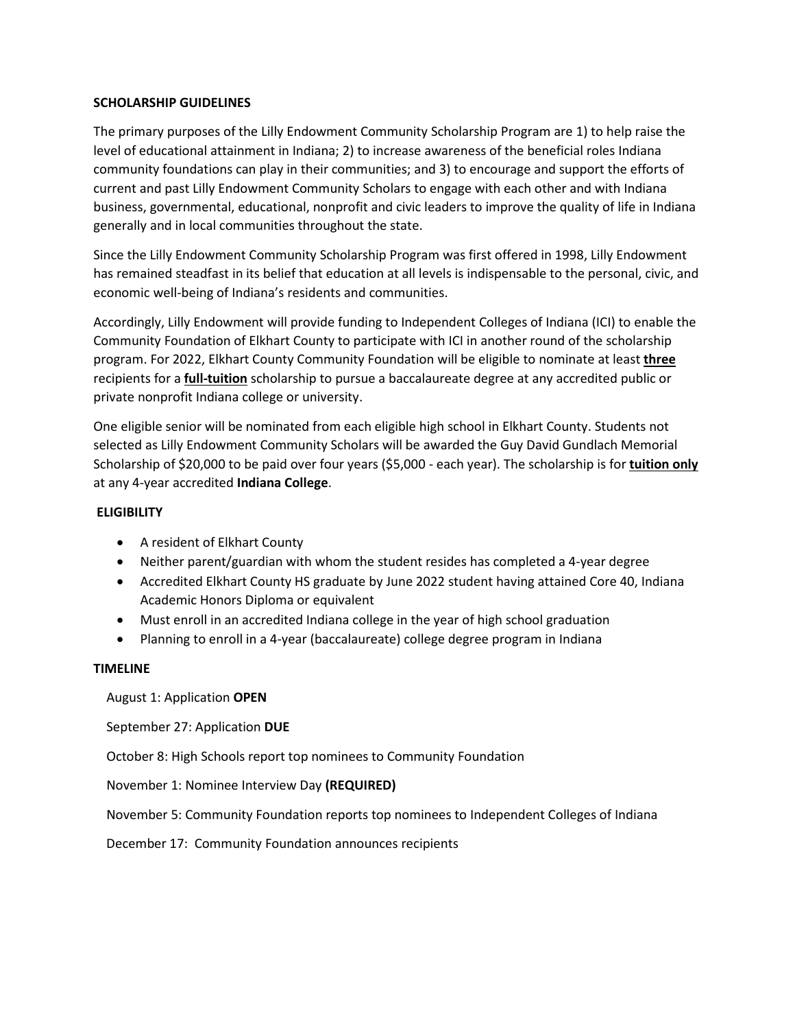## SCHOLARSHIP GUIDELINES

The primary purposes of the Lilly Endowment Community Scholarship Program are 1) to help raise the level of educational attainment in Indiana; 2) to increase awareness of the beneficial roles Indiana community foundations can play in their communities; and 3) to encourage and support the efforts of current and past Lilly Endowment Community Scholars to engage with each other and with Indiana business, governmental, educational, nonprofit and civic leaders to improve the quality of life in Indiana generally and in local communities throughout the state.

Since the Lilly Endowment Community Scholarship Program was first offered in 1998, Lilly Endowment has remained steadfast in its belief that education at all levels is indispensable to the personal, civic, and economic well-being of Indiana's residents and communities.

Accordingly, Lilly Endowment will provide funding to Independent Colleges of Indiana (ICI) to enable the Community Foundation of Elkhart County to participate with ICI in another round of the scholarship program. For 2022, Elkhart County Community Foundation will be eligible to nominate at least **three** recipients for a **full-tuition** scholarship to pursue a baccalaureate degree at any accredited public or private nonprofit Indiana college or university.

One eligible senior will be nominated from each eligible high school in Elkhart County. Students not selected as Lilly Endowment Community Scholars will be awarded the Guy David Gundlach Memorial Scholarship of $20,000 to be paid over four years ($5,000 - each year). The scholarship is for **tuition only** at any 4-year accredited **Indiana College**.

## ELIGIBILITY

- A resident of Elkhart County
- Neither parent/guardian with whom the student resides has completed a 4-year degree
- Accredited Elkhart County HS graduate by June 2022 student having attained Core 40, Indiana Academic Honors Diploma or equivalent
- Must enroll in an accredited Indiana college in the year of high school graduation
- Planning to enroll in a 4-year (baccalaureate) college degree program in Indiana

## TIMELINE

August 1: Application **OPEN**

September 27: Application **DUE**

October 8: High Schools report top nominees to Community Foundation

November 1: Nominee Interview Day **(REQUIRED)**

November 5: Community Foundation reports top nominees to Independent Colleges of Indiana

December 17: Community Foundation announces recipients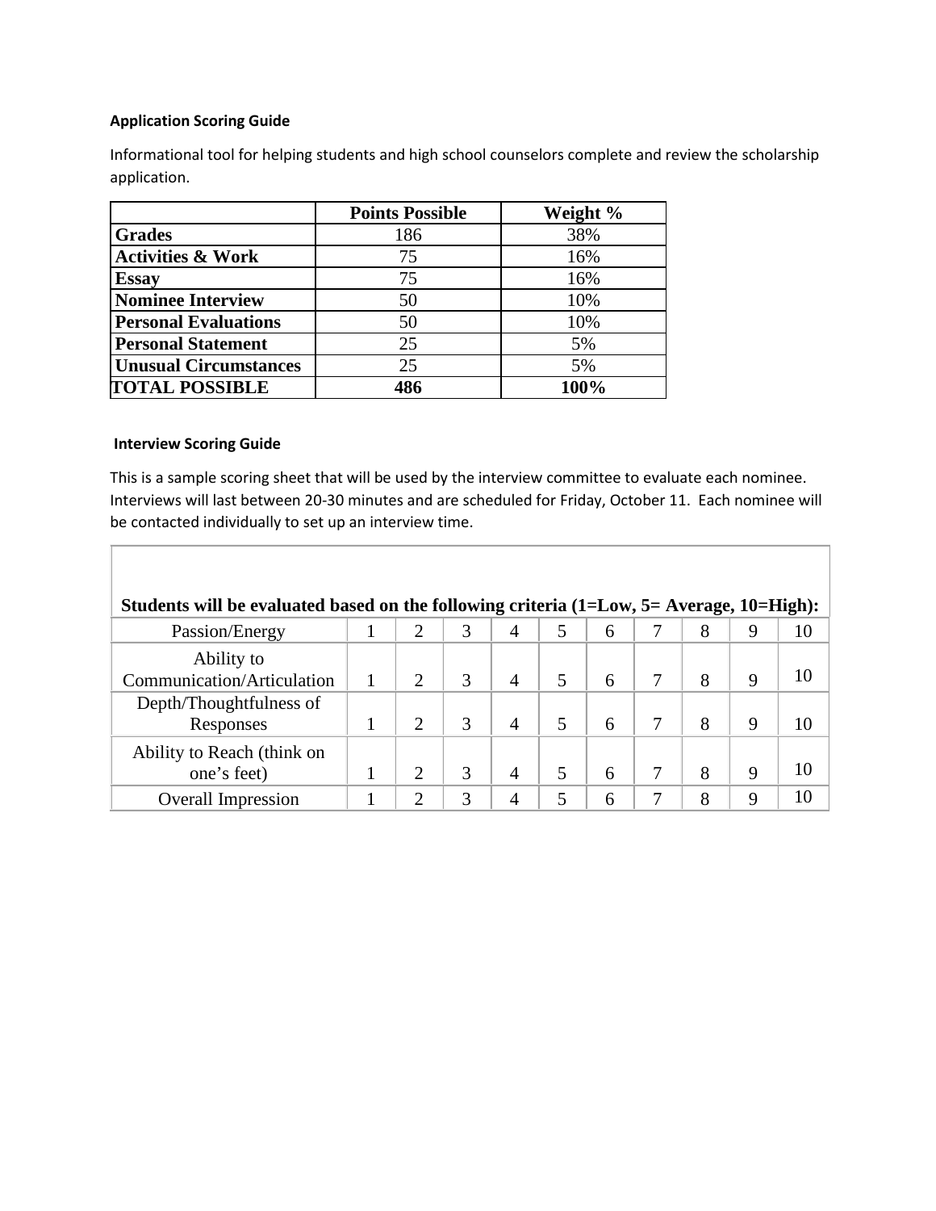**Application Scoring Guide**

Informational tool for helping students and high school counselors complete and review the scholarship application.

| | Points Possible | Weight % |
|---|---|---|
| **Grades** | 186 | 38% |
| **Activities & Work** | 75 | 16% |
| **Essay** | 75 | 16% |
| **Nominee Interview** | 50 | 10% |
| **Personal Evaluations** | 50 | 10% |
| **Personal Statement** | 25 | 5% |
| **Unusual Circumstances** | 25 | 5% |
| **TOTAL POSSIBLE** | **486** | **100%** |

**Interview Scoring Guide**

This is a sample scoring sheet that will be used by the interview committee to evaluate each nominee. Interviews will last between 20-30 minutes and are scheduled for Friday, October 11. Each nominee will be contacted individually to set up an interview time.

| **Students will be evaluated based on the following criteria (1=Low, 5= Average, 10=High):** | | | | | | | | | | |
|---|---|---|---|---|---|---|---|---|---|---|
| Passion/Energy | 1 | 2 | 3 | 4 | 5 | 6 | 7 | 8 | 9 | 10 |
| Ability to Communication/Articulation | 1 | 2 | 3 | 4 | 5 | 6 | 7 | 8 | 9 | 10 |
| Depth/Thoughtfulness of Responses | 1 | 2 | 3 | 4 | 5 | 6 | 7 | 8 | 9 | 10 |
| Ability to Reach (think on one's feet) | 1 | 2 | 3 | 4 | 5 | 6 | 7 | 8 | 9 | 10 |
| Overall Impression | 1 | 2 | 3 | 4 | 5 | 6 | 7 | 8 | 9 | 10 |